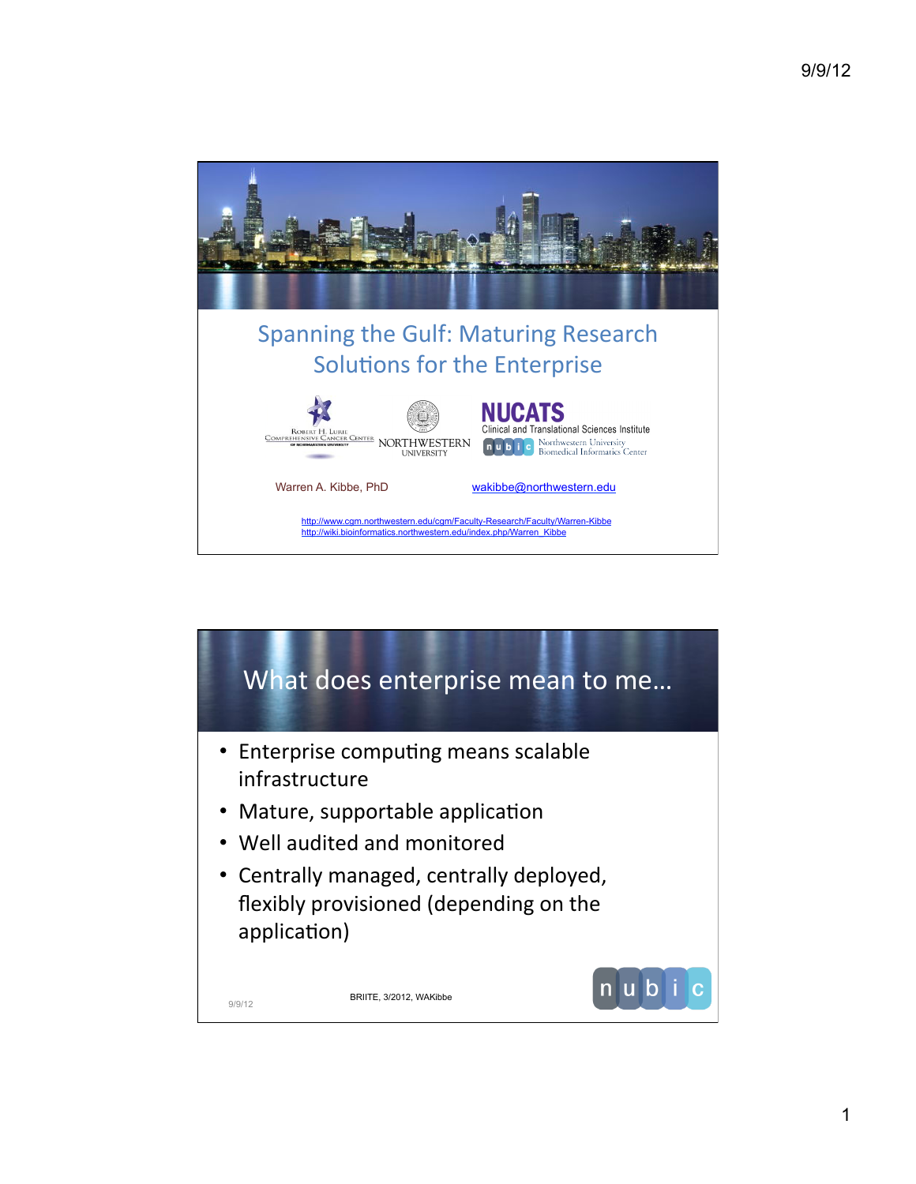# Spanning the Gulf: Maturing Research Solutions for the Enterprise

Robert H. Lurie Comprehensive Cancer Center of Northwestern University

Northwestern University

NUCATS Clinical and Translational Sciences Institute

nubic Northwestern University Biomedical Informatics Center

Warren A. Kibbe, PhD

wakibbe@northwestern.edu

http://www.cgm.northwestern.edu/cgm/Faculty-Research/Faculty/Warren-Kibbe
http://wiki.bioinformatics.northwestern.edu/index.php/Warren_Kibbe

## What does enterprise mean to me…

- Enterprise computing means scalable infrastructure
- Mature, supportable application
- Well audited and monitored
- Centrally managed, centrally deployed, flexibly provisioned (depending on the application)

BRIITE, 3/2012, WAKibbe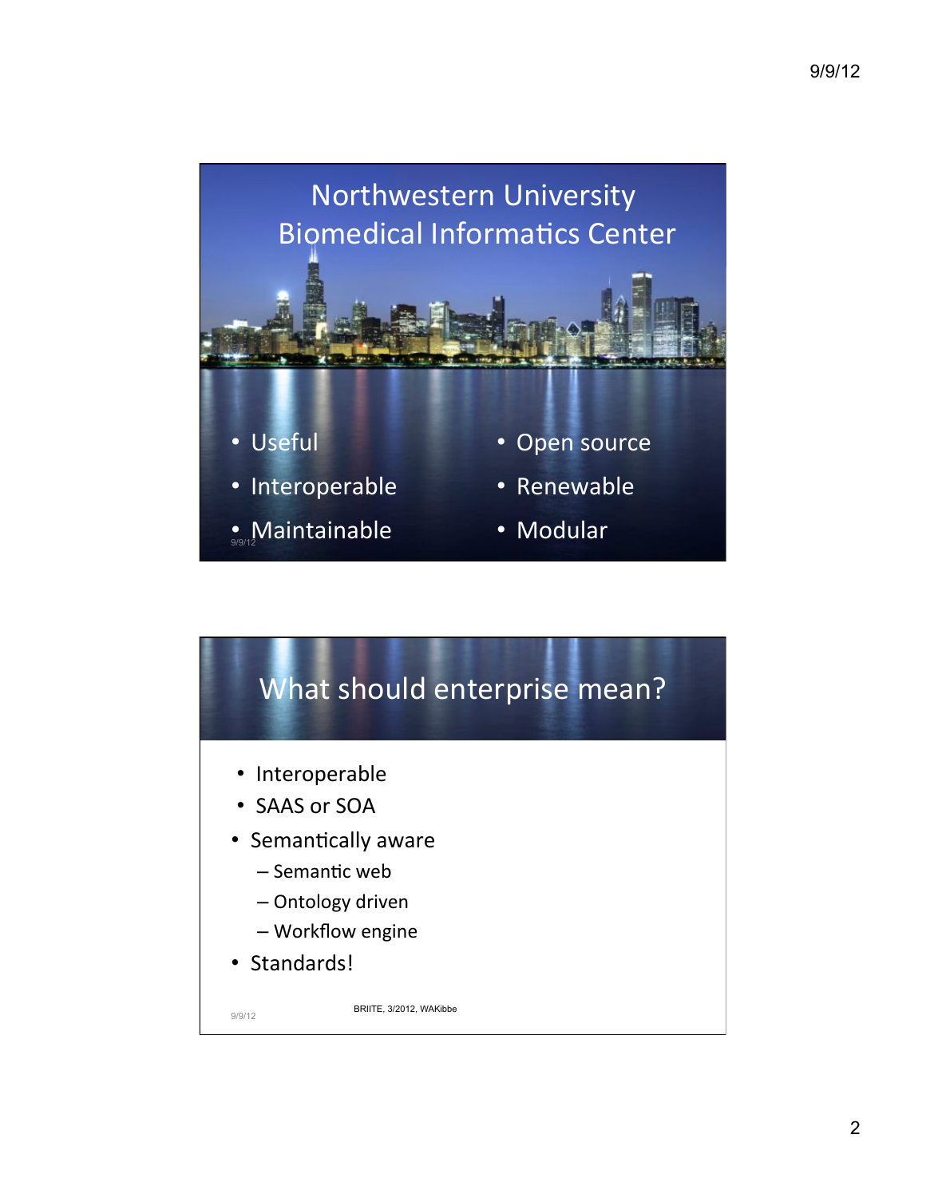# Northwestern University Biomedical Informatics Center

- Useful
- Interoperable
- Maintainable
- Open source
- Renewable
- Modular

# What should enterprise mean?

- Interoperable
- SAAS or SOA
- Semantically aware
  - Semantic web
  - Ontology driven
  - Workflow engine
- Standards!

BRIITE, 3/2012, WAKibbe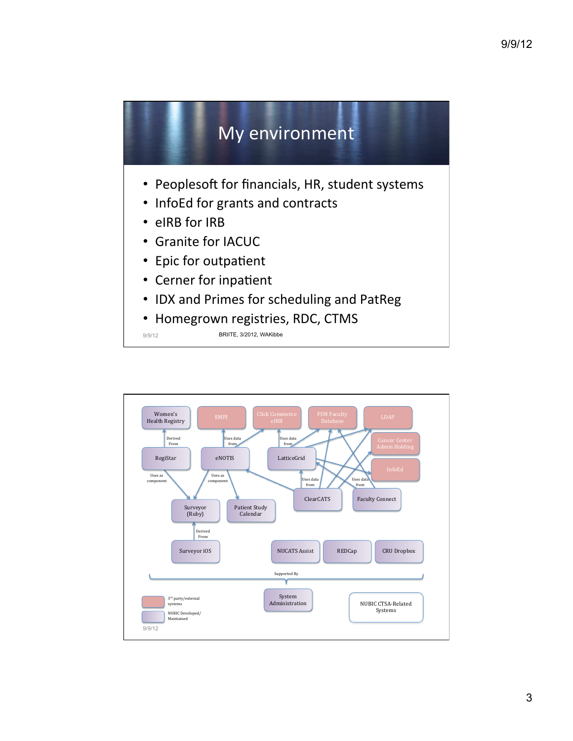# My environment

- Peoplesoft for financials, HR, student systems
- InfoEd for grants and contracts
- eIRB for IRB
- Granite for IACUC
- Epic for outpatient
- Cerner for inpatient
- IDX and Primes for scheduling and PatReg
- Homegrown registries, RDC, CTMS

BRIITE, 3/2012, WAKibbe

Women's Health Registry

EMPI

Click Commerce eIRB

FSM Faculty Database

LDAP

Cancer Center Admin Holding

InfoEd

RegiStar

eNOTIS

LatticeGrid

ClearCATS

Faculty Connect

Surveyor (Ruby)

Patient Study Calendar

Surveyor iOS

NUCATS Assist

REDCap

CRU Dropbox

Derived From

Uses data from

Uses as component

Supported By

System Administration

3rd party/external systems

NUBIC Developed/ Maintained

NUBIC CTSA-Related Systems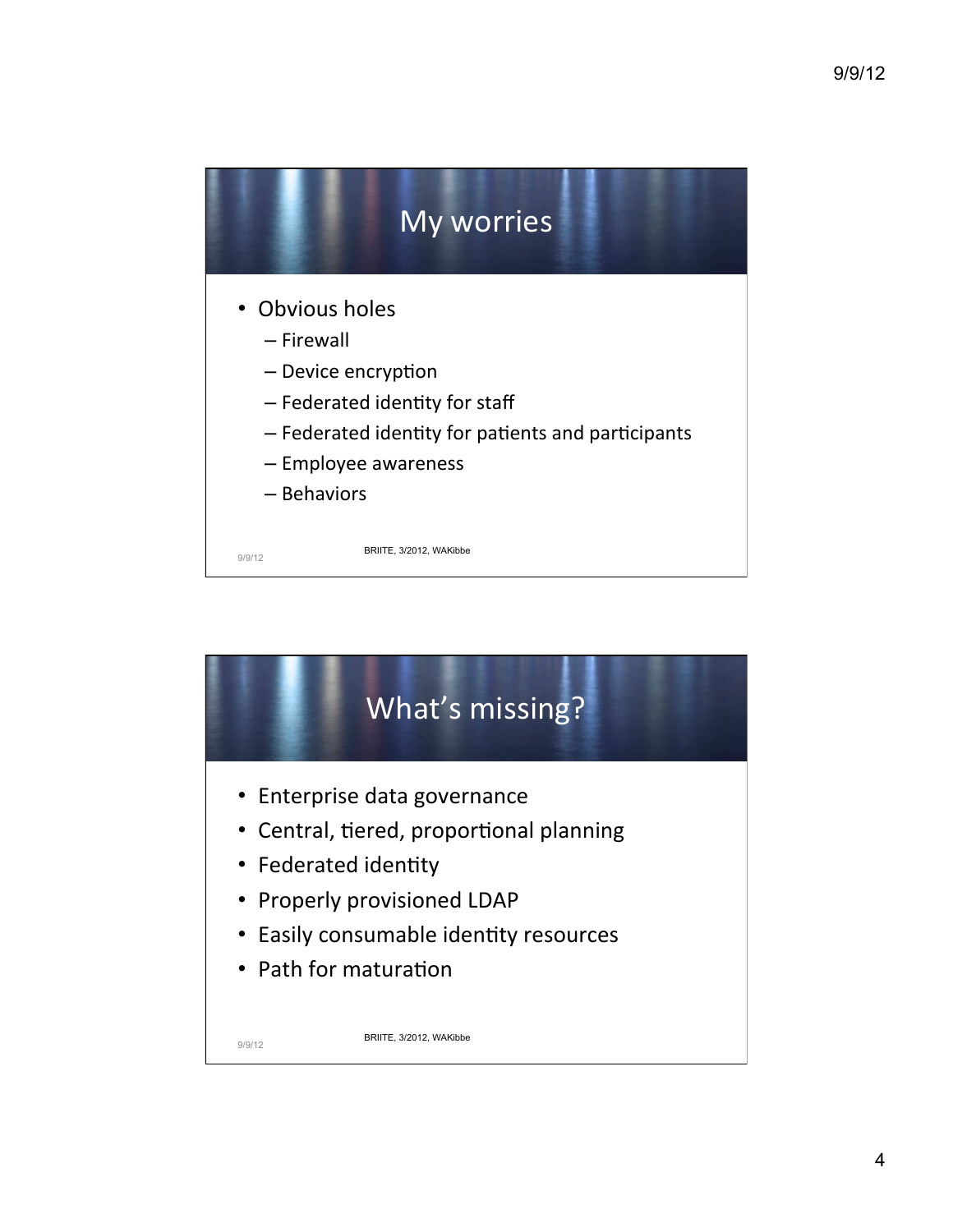## My worries

- Obvious holes
  - Firewall
  - Device encryption
  - Federated identity for staff
  - Federated identity for patients and participants
  - Employee awareness
  - Behaviors

BRIITE, 3/2012, WAKibbe

## What's missing?

- Enterprise data governance
- Central, tiered, proportional planning
- Federated identity
- Properly provisioned LDAP
- Easily consumable identity resources
- Path for maturation

BRIITE, 3/2012, WAKibbe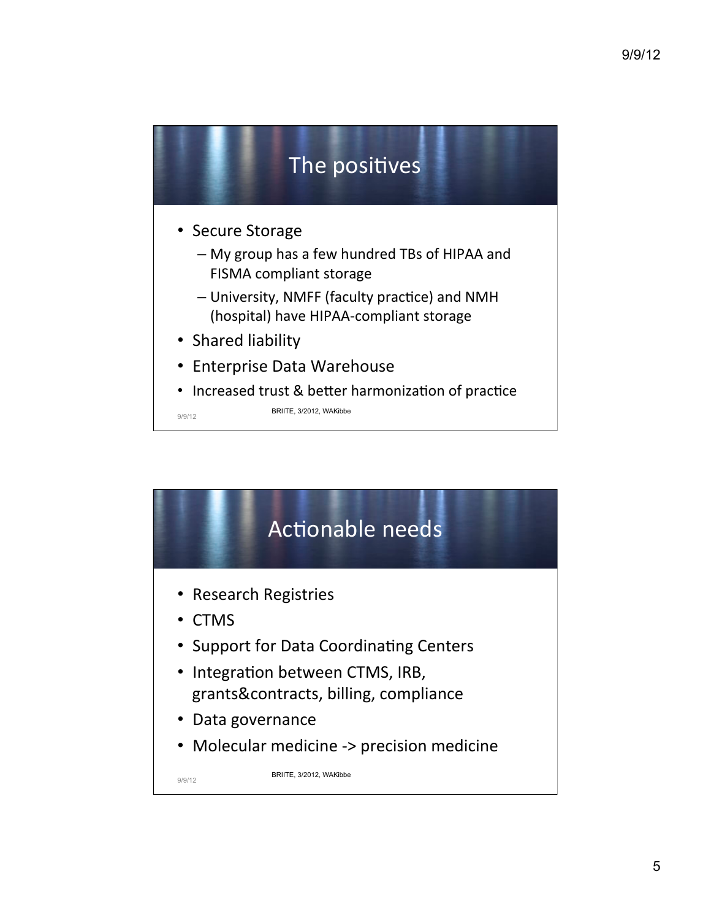## The positives

- Secure Storage
  - My group has a few hundred TBs of HIPAA and FISMA compliant storage
  - University, NMFF (faculty practice) and NMH (hospital) have HIPAA-compliant storage
- Shared liability
- Enterprise Data Warehouse
- Increased trust & better harmonization of practice

BRIITE, 3/2012, WAKibbe

## Actionable needs

- Research Registries
- CTMS
- Support for Data Coordinating Centers
- Integration between CTMS, IRB, grants&contracts, billing, compliance
- Data governance
- Molecular medicine -> precision medicine

BRIITE, 3/2012, WAKibbe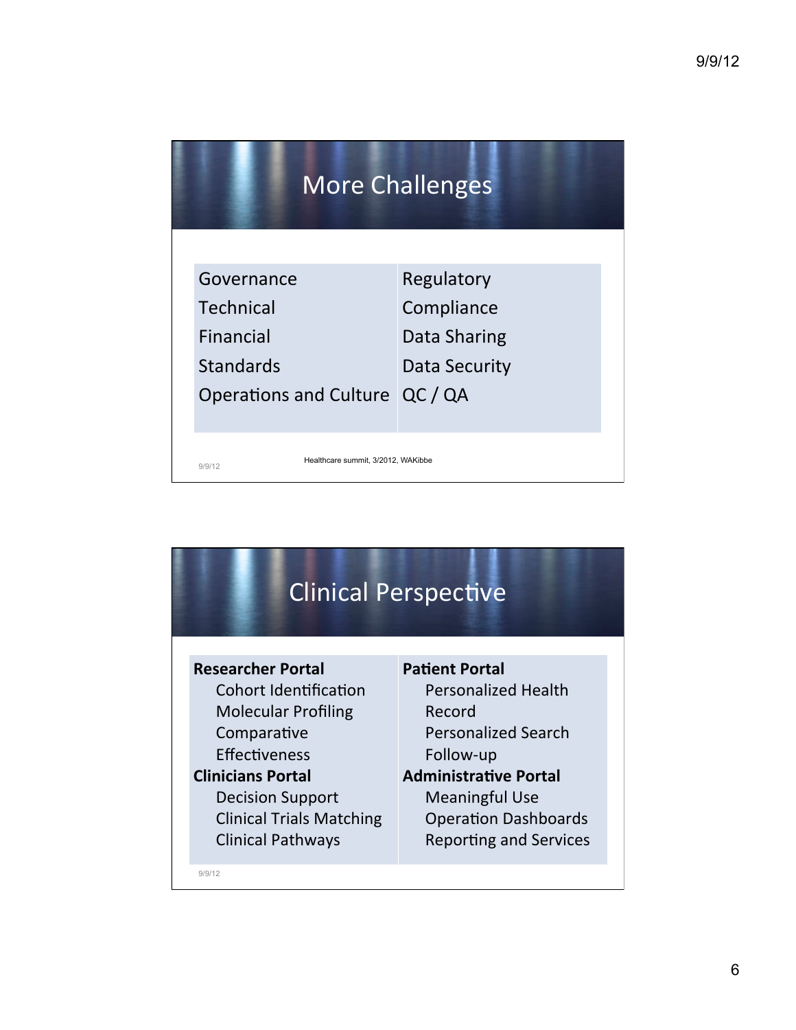## More Challenges

| | |
|---|---|
| Governance | Regulatory |
| Technical | Compliance |
| Financial | Data Sharing |
| Standards | Data Security |
| Operations and Culture | QC / QA |

Healthcare summit, 3/2012, WAKibbe

## Clinical Perspective

**Researcher Portal**
- Cohort Identification
- Molecular Profiling
- Comparative Effectiveness

**Clinicians Portal**
- Decision Support
- Clinical Trials Matching
- Clinical Pathways

**Patient Portal**
- Personalized Health Record
- Personalized Search
- Follow-up

**Administrative Portal**
- Meaningful Use
- Operation Dashboards
- Reporting and Services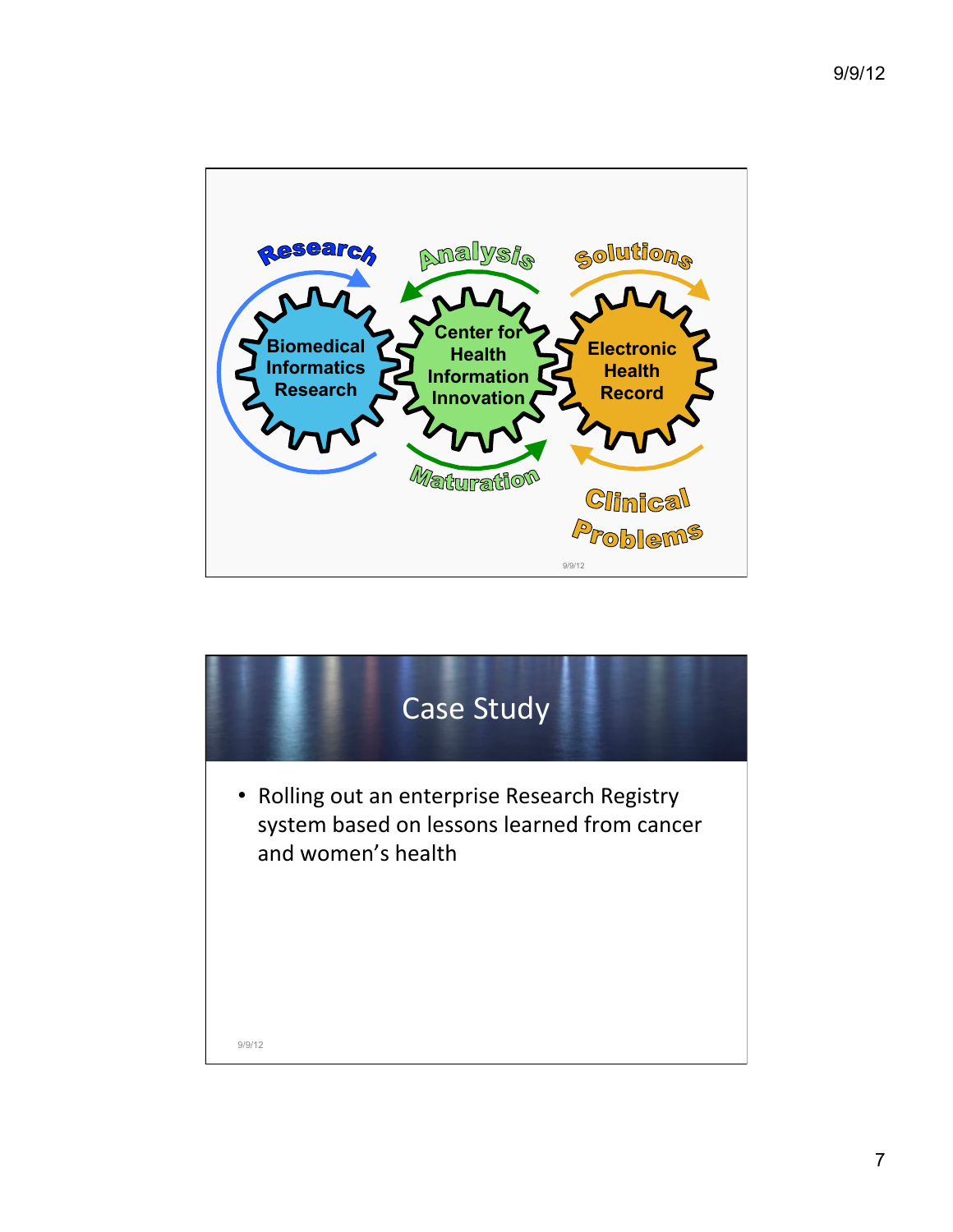Research

Analysis

Solutions

Biomedical Informatics Research

Center for Health Information Innovation

Electronic Health Record

Maturation

Clinical Problems

## Case Study

- Rolling out an enterprise Research Registry system based on lessons learned from cancer and women's health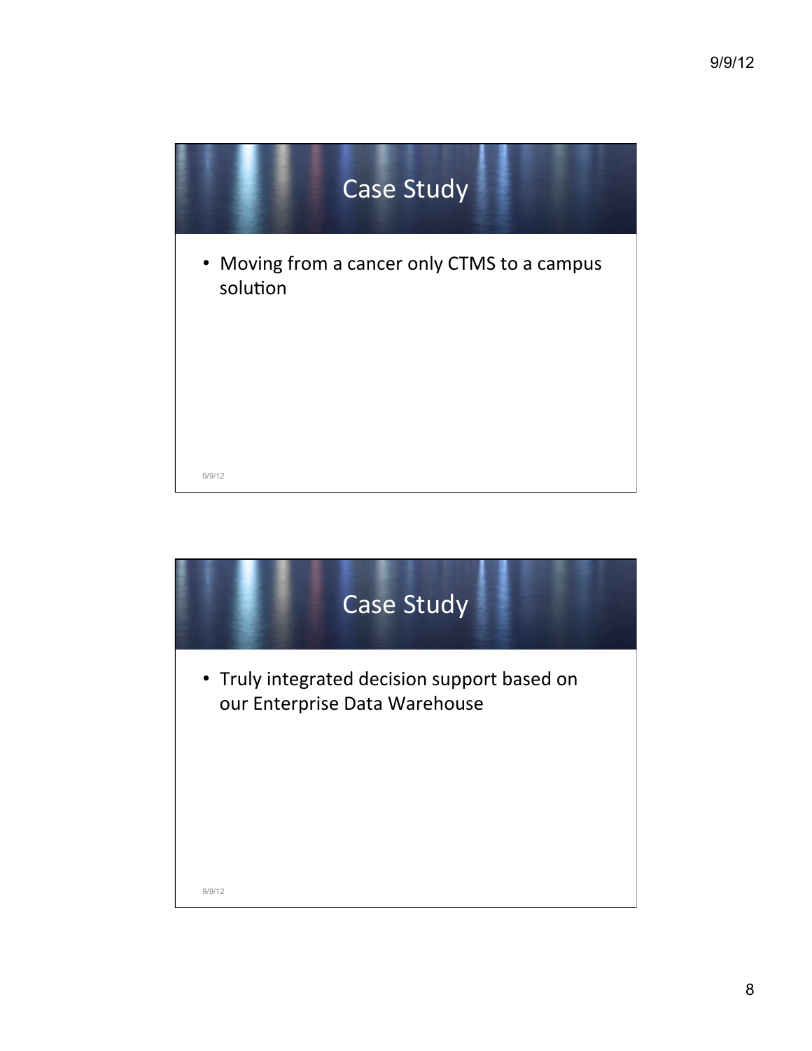## Case Study

- Moving from a cancer only CTMS to a campus solution

## Case Study

- Truly integrated decision support based on our Enterprise Data Warehouse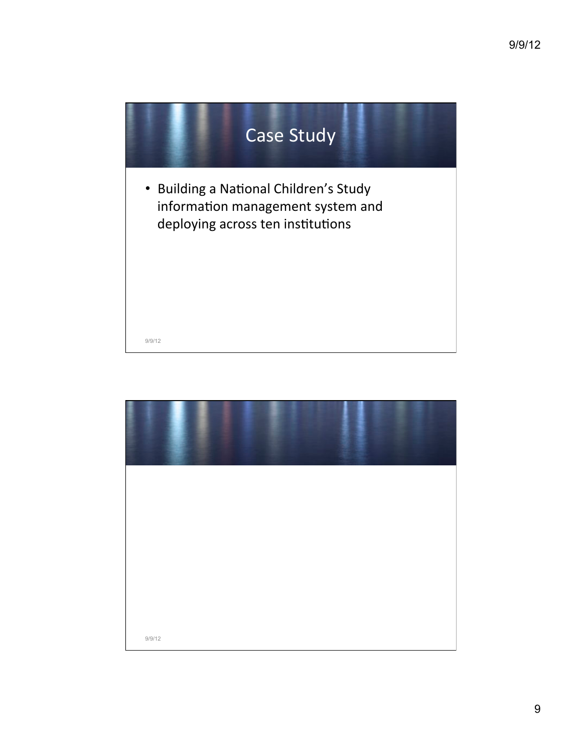## Case Study

- Building a National Children's Study information management system and deploying across ten institutions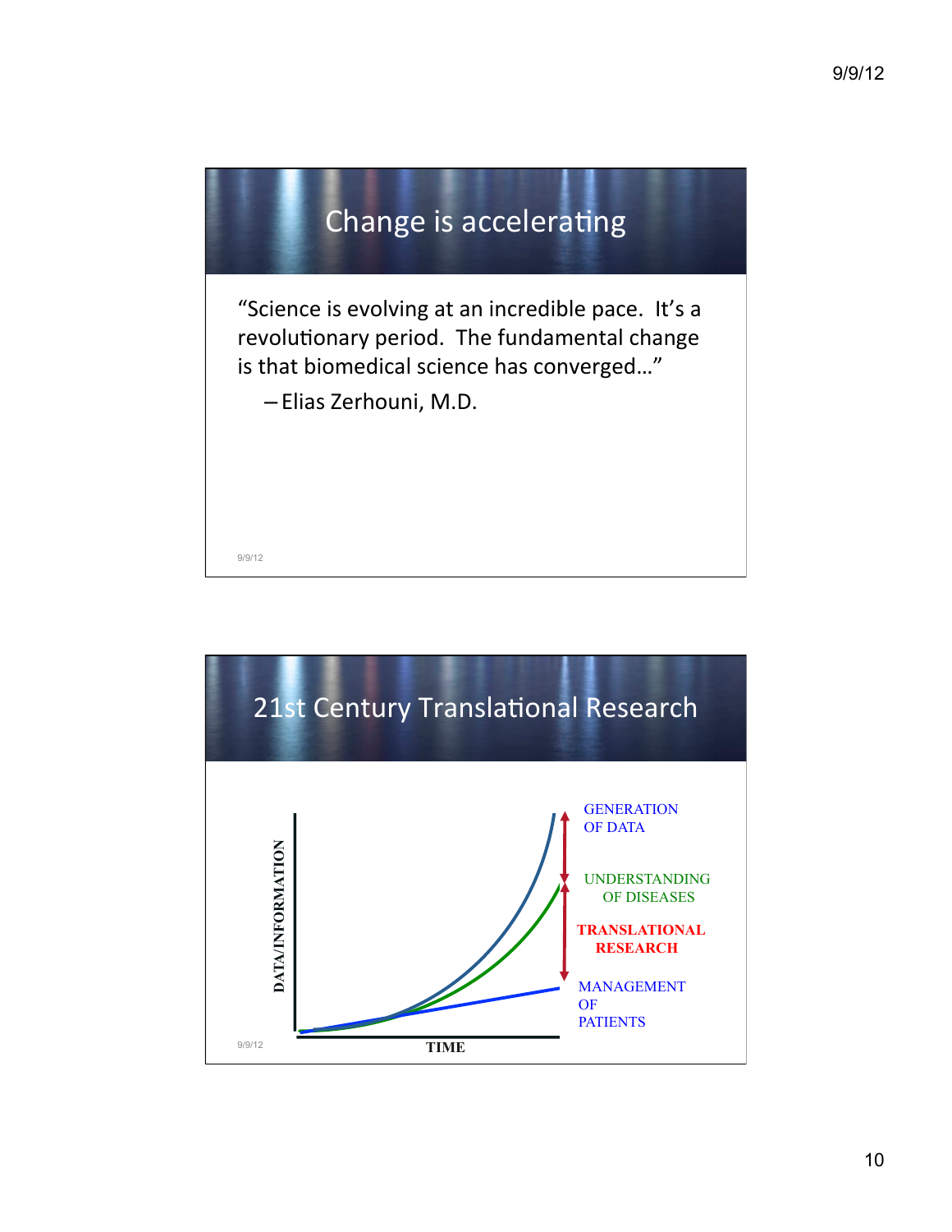## Change is accelerating

"Science is evolving at an incredible pace. It's a revolutionary period. The fundamental change is that biomedical science has converged…"

– Elias Zerhouni, M.D.

## 21st Century Translational Research

DATA/INFORMATION

TIME

GENERATION OF DATA

UNDERSTANDING OF DISEASES

**TRANSLATIONAL RESEARCH**

MANAGEMENT OF PATIENTS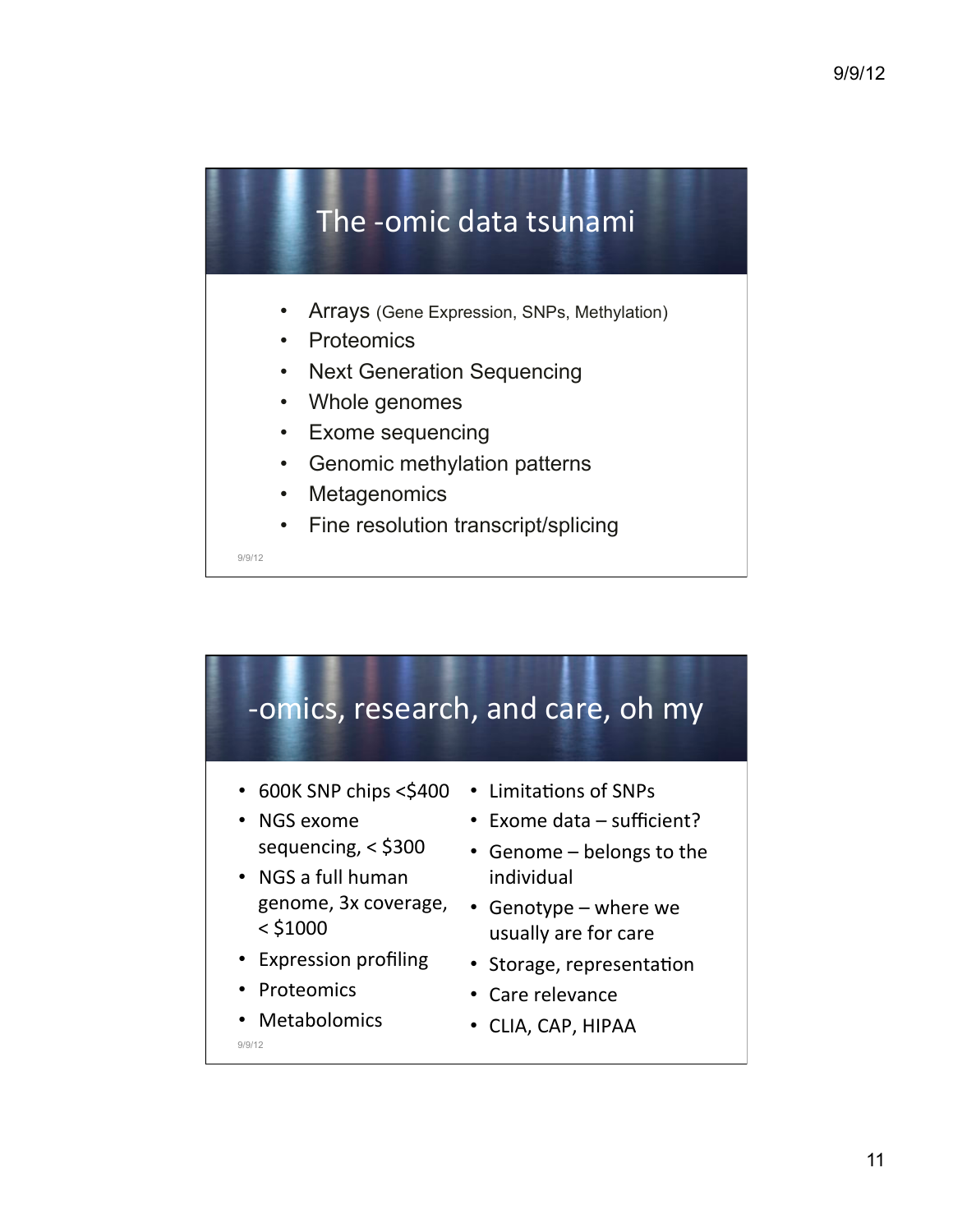## The -omic data tsunami

- Arrays (Gene Expression, SNPs, Methylation)
- Proteomics
- Next Generation Sequencing
- Whole genomes
- Exome sequencing
- Genomic methylation patterns
- Metagenomics
- Fine resolution transcript/splicing

## -omics, research, and care, oh my

- 600K SNP chips <$400
- NGS exome sequencing, < $300
- NGS a full human genome, 3x coverage, < $1000
- Expression profiling
- Proteomics
- Metabolomics

- Limitations of SNPs
- Exome data – sufficient?
- Genome – belongs to the individual
- Genotype – where we usually are for care
- Storage, representation
- Care relevance
- CLIA, CAP, HIPAA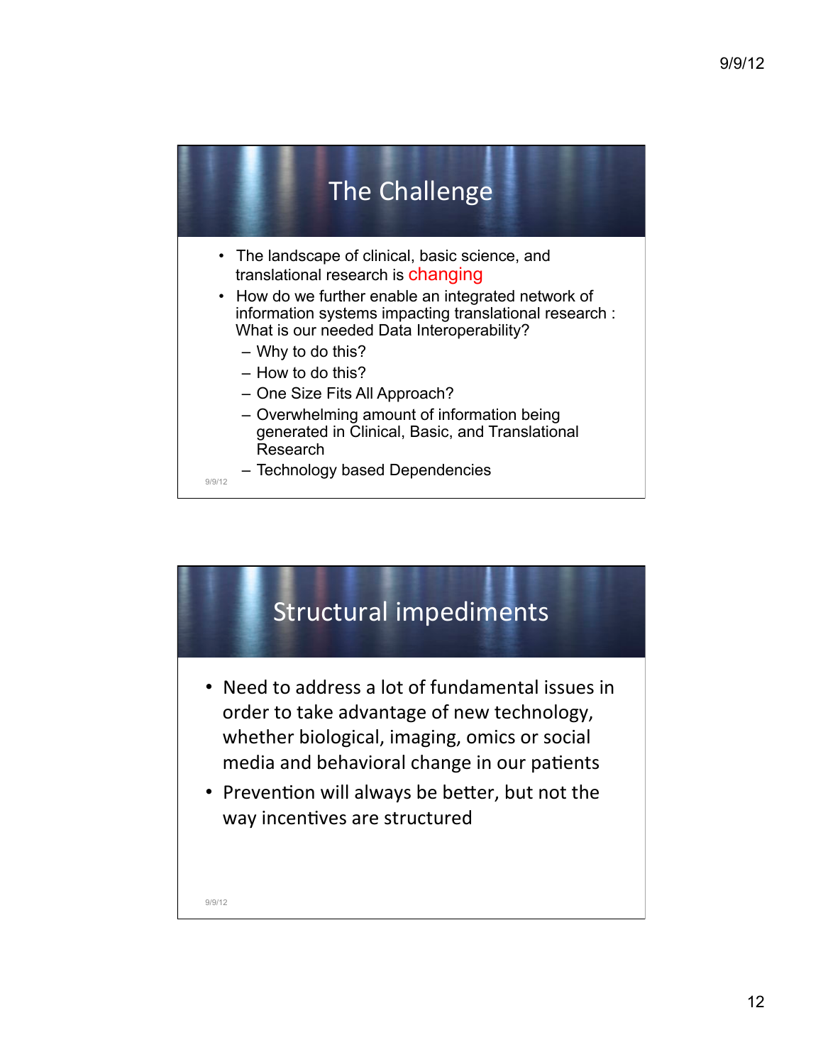## The Challenge

- The landscape of clinical, basic science, and translational research is changing
- How do we further enable an integrated network of information systems impacting translational research : What is our needed Data Interoperability?
  - Why to do this?
  - How to do this?
  - One Size Fits All Approach?
  - Overwhelming amount of information being generated in Clinical, Basic, and Translational Research
  - Technology based Dependencies

## Structural impediments

- Need to address a lot of fundamental issues in order to take advantage of new technology, whether biological, imaging, omics or social media and behavioral change in our patients
- Prevention will always be better, but not the way incentives are structured